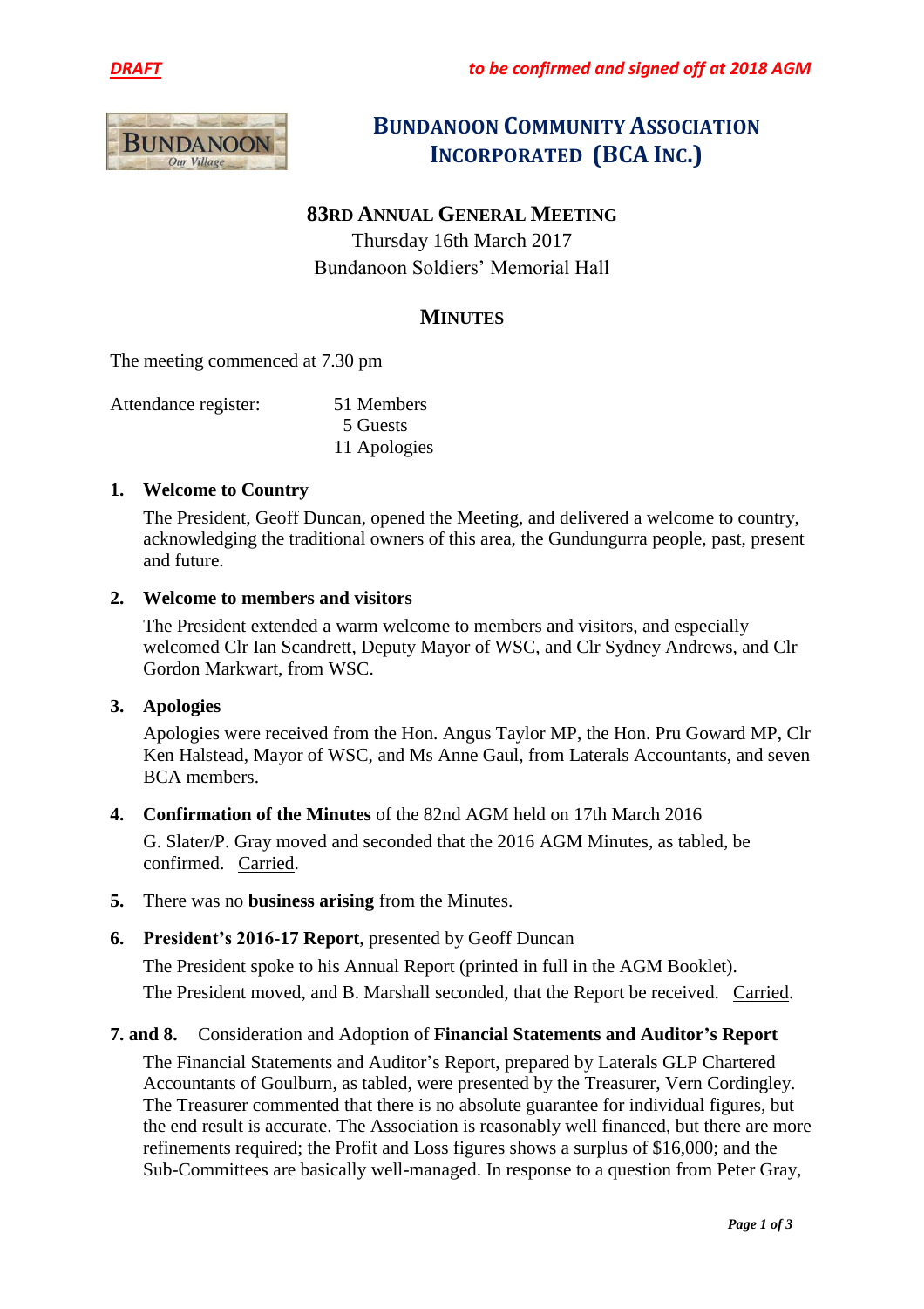*DRAFT* *to be confirmed and signed off at 2018 AGM*

# BUNDANOON COMMUNITY ASSOCIATION INCORPORATED (BCA INC.)

## 83RD ANNUAL GENERAL MEETING

Thursday 16th March 2017
Bundanoon Soldiers' Memorial Hall

## MINUTES

The meeting commenced at 7.30 pm

Attendance register: 51 Members
5 Guests
11 Apologies

**1. Welcome to Country**

The President, Geoff Duncan, opened the Meeting, and delivered a welcome to country, acknowledging the traditional owners of this area, the Gundungurra people, past, present and future.

**2. Welcome to members and visitors**

The President extended a warm welcome to members and visitors, and especially welcomed Clr Ian Scandrett, Deputy Mayor of WSC, and Clr Sydney Andrews, and Clr Gordon Markwart, from WSC.

**3. Apologies**

Apologies were received from the Hon. Angus Taylor MP, the Hon. Pru Goward MP, Clr Ken Halstead, Mayor of WSC, and Ms Anne Gaul, from Laterals Accountants, and seven BCA members.

**4. Confirmation of the Minutes** of the 82nd AGM held on 17th March 2016

G. Slater/P. Gray moved and seconded that the 2016 AGM Minutes, as tabled, be confirmed. Carried.

**5.** There was no **business arising** from the Minutes.

**6. President's 2016-17 Report**, presented by Geoff Duncan

The President spoke to his Annual Report (printed in full in the AGM Booklet).

The President moved, and B. Marshall seconded, that the Report be received. Carried.

**7. and 8.** Consideration and Adoption of **Financial Statements and Auditor's Report**

The Financial Statements and Auditor's Report, prepared by Laterals GLP Chartered Accountants of Goulburn, as tabled, were presented by the Treasurer, Vern Cordingley. The Treasurer commented that there is no absolute guarantee for individual figures, but the end result is accurate. The Association is reasonably well financed, but there are more refinements required; the Profit and Loss figures shows a surplus of $16,000; and the Sub-Committees are basically well-managed. In response to a question from Peter Gray,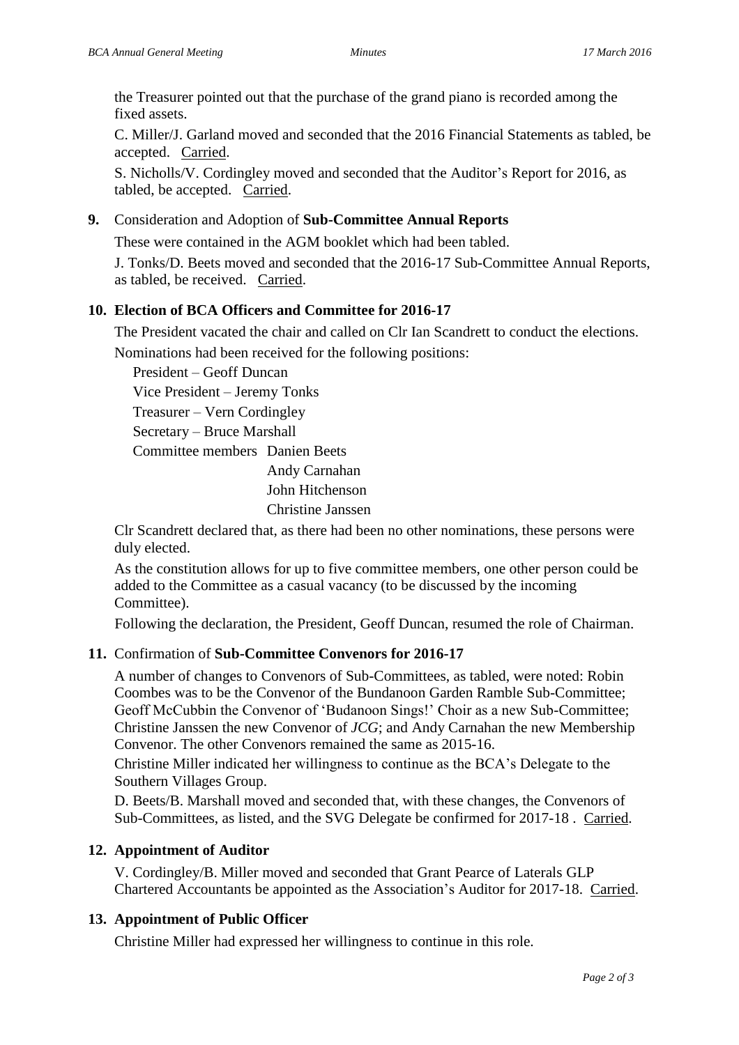the Treasurer pointed out that the purchase of the grand piano is recorded among the fixed assets.

C. Miller/J. Garland moved and seconded that the 2016 Financial Statements as tabled, be accepted. Carried.

S. Nicholls/V. Cordingley moved and seconded that the Auditor's Report for 2016, as tabled, be accepted. Carried.

**9.** Consideration and Adoption of **Sub-Committee Annual Reports**

These were contained in the AGM booklet which had been tabled.

J. Tonks/D. Beets moved and seconded that the 2016-17 Sub-Committee Annual Reports, as tabled, be received. Carried.

**10. Election of BCA Officers and Committee for 2016-17**

The President vacated the chair and called on Clr Ian Scandrett to conduct the elections.

Nominations had been received for the following positions:

President – Geoff Duncan
Vice President – Jeremy Tonks
Treasurer – Vern Cordingley
Secretary – Bruce Marshall
Committee members Danien Beets
Andy Carnahan
John Hitchenson
Christine Janssen

Clr Scandrett declared that, as there had been no other nominations, these persons were duly elected.

As the constitution allows for up to five committee members, one other person could be added to the Committee as a casual vacancy (to be discussed by the incoming Committee).

Following the declaration, the President, Geoff Duncan, resumed the role of Chairman.

**11.** Confirmation of **Sub-Committee Convenors for 2016-17**

A number of changes to Convenors of Sub-Committees, as tabled, were noted: Robin Coombes was to be the Convenor of the Bundanoon Garden Ramble Sub-Committee; Geoff McCubbin the Convenor of 'Budanoon Sings!' Choir as a new Sub-Committee; Christine Janssen the new Convenor of *JCG*; and Andy Carnahan the new Membership Convenor. The other Convenors remained the same as 2015-16.

Christine Miller indicated her willingness to continue as the BCA's Delegate to the Southern Villages Group.

D. Beets/B. Marshall moved and seconded that, with these changes, the Convenors of Sub-Committees, as listed, and the SVG Delegate be confirmed for 2017-18 . Carried.

**12. Appointment of Auditor**

V. Cordingley/B. Miller moved and seconded that Grant Pearce of Laterals GLP Chartered Accountants be appointed as the Association's Auditor for 2017-18. Carried.

**13. Appointment of Public Officer**

Christine Miller had expressed her willingness to continue in this role.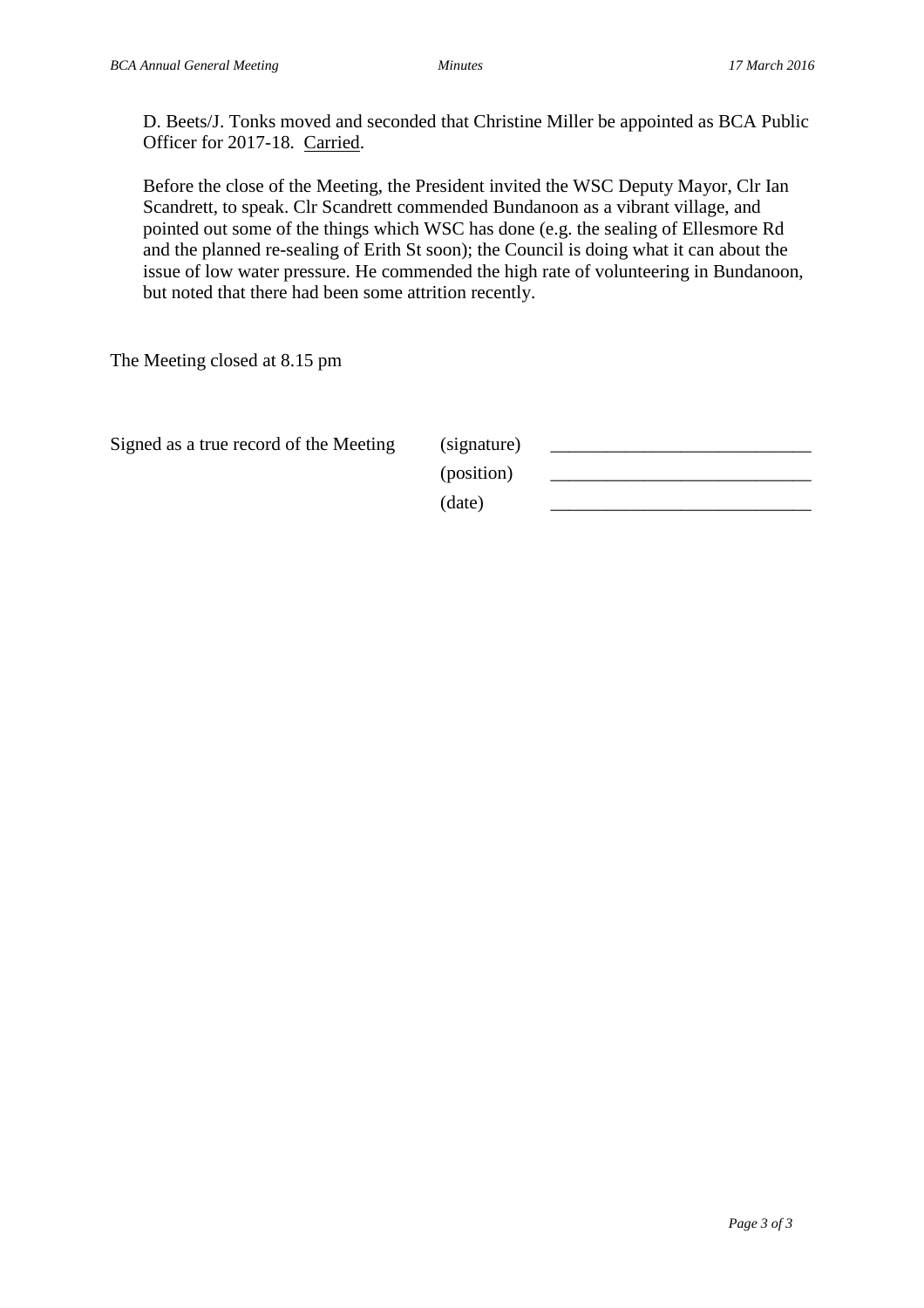D. Beets/J. Tonks moved and seconded that Christine Miller be appointed as BCA Public Officer for 2017-18. Carried.

Before the close of the Meeting, the President invited the WSC Deputy Mayor, Clr Ian Scandrett, to speak. Clr Scandrett commended Bundanoon as a vibrant village, and pointed out some of the things which WSC has done (e.g. the sealing of Ellesmore Rd and the planned re-sealing of Erith St soon); the Council is doing what it can about the issue of low water pressure. He commended the high rate of volunteering in Bundanoon, but noted that there had been some attrition recently.

The Meeting closed at 8.15 pm

| | | |
|---|---|---|
| Signed as a true record of the Meeting | (signature) | ____________________________ |
| | (position) | ____________________________ |
| | (date) | ____________________________ |